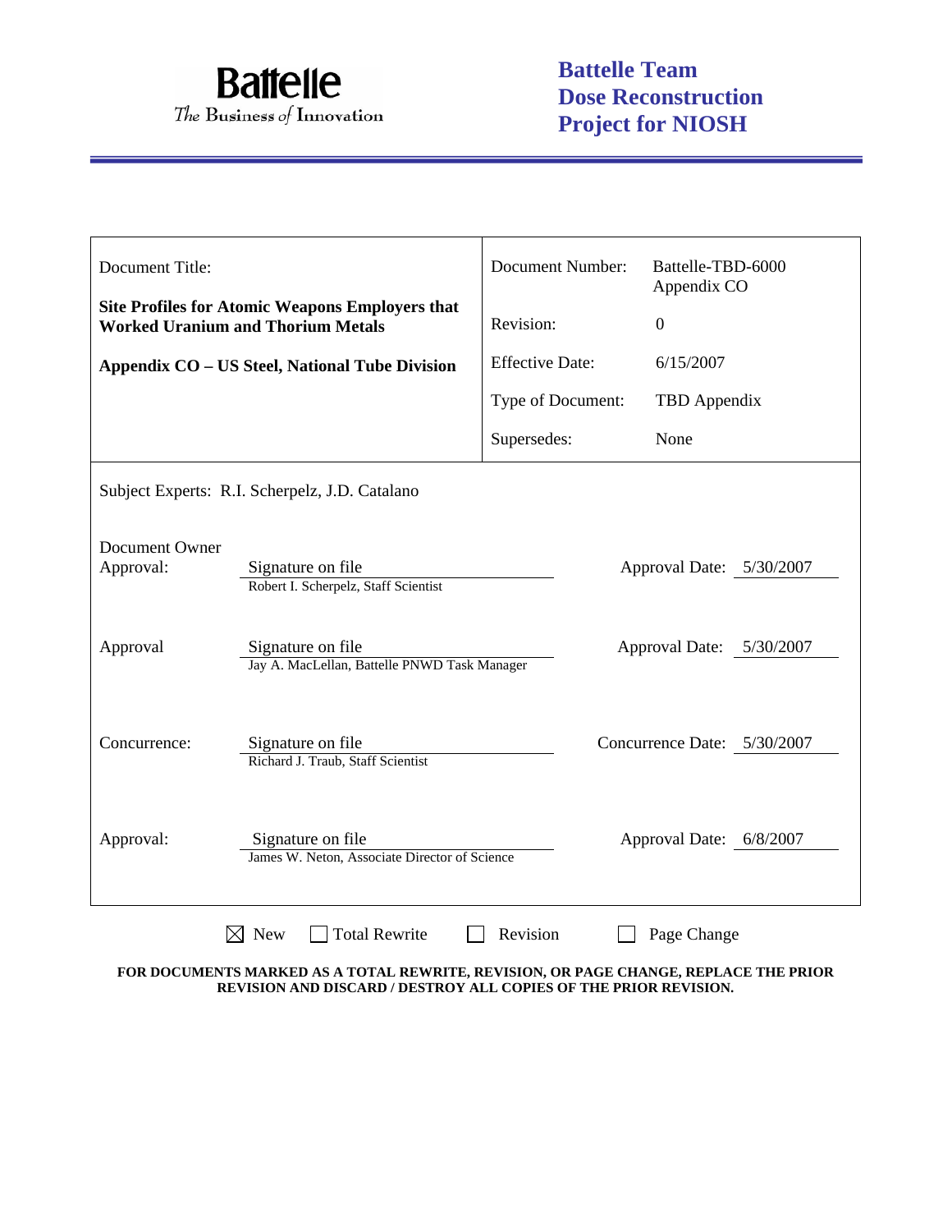**Battelle**
*The Business of Innovation*

**Battelle Team Dose Reconstruction Project for NIOSH**

| Document Title: | | Document Number: | Battelle-TBD-6000 Appendix CO |
|---|---|---|---|
| **Site Profiles for Atomic Weapons Employers that Worked Uranium and Thorium Metals** | | Revision: | 0 |
| **Appendix CO – US Steel, National Tube Division** | | Effective Date: | 6/15/2007 |
| | | Type of Document: | TBD Appendix |
| | | Supersedes: | None |

Subject Experts: R.I. Scherpelz, J.D. Catalano

| | | | |
|---|---|---|---|
| Document Owner Approval: | Signature on file<br>Robert I. Scherpelz, Staff Scientist | Approval Date: | 5/30/2007 |
| Approval | Signature on file<br>Jay A. MacLellan, Battelle PNWD Task Manager | Approval Date: | 5/30/2007 |
| Concurrence: | Signature on file<br>Richard J. Traub, Staff Scientist | Concurrence Date: | 5/30/2007 |
| Approval: | Signature on file<br>James W. Neton, Associate Director of Science | Approval Date: | 6/8/2007 |

☒ New ☐ Total Rewrite ☐ Revision ☐ Page Change

**FOR DOCUMENTS MARKED AS A TOTAL REWRITE, REVISION, OR PAGE CHANGE, REPLACE THE PRIOR REVISION AND DISCARD / DESTROY ALL COPIES OF THE PRIOR REVISION.**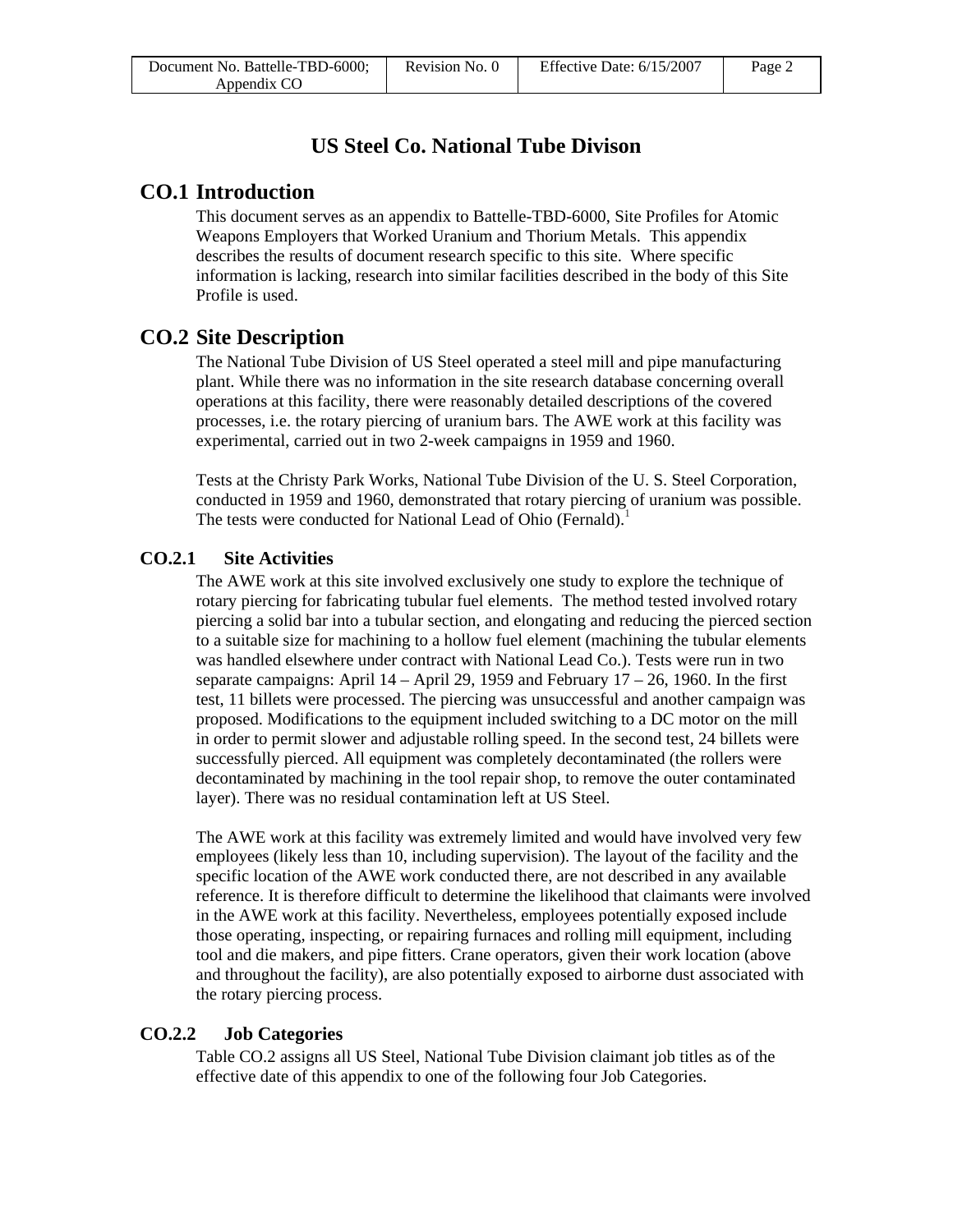# US Steel Co. National Tube Divison

## CO.1 Introduction

This document serves as an appendix to Battelle-TBD-6000, Site Profiles for Atomic Weapons Employers that Worked Uranium and Thorium Metals. This appendix describes the results of document research specific to this site. Where specific information is lacking, research into similar facilities described in the body of this Site Profile is used.

## CO.2 Site Description

The National Tube Division of US Steel operated a steel mill and pipe manufacturing plant. While there was no information in the site research database concerning overall operations at this facility, there were reasonably detailed descriptions of the covered processes, i.e. the rotary piercing of uranium bars. The AWE work at this facility was experimental, carried out in two 2-week campaigns in 1959 and 1960.

Tests at the Christy Park Works, National Tube Division of the U. S. Steel Corporation, conducted in 1959 and 1960, demonstrated that rotary piercing of uranium was possible. The tests were conducted for National Lead of Ohio (Fernald).[1]

### CO.2.1 Site Activities

The AWE work at this site involved exclusively one study to explore the technique of rotary piercing for fabricating tubular fuel elements. The method tested involved rotary piercing a solid bar into a tubular section, and elongating and reducing the pierced section to a suitable size for machining to a hollow fuel element (machining the tubular elements was handled elsewhere under contract with National Lead Co.). Tests were run in two separate campaigns: April 14 – April 29, 1959 and February 17 – 26, 1960. In the first test, 11 billets were processed. The piercing was unsuccessful and another campaign was proposed. Modifications to the equipment included switching to a DC motor on the mill in order to permit slower and adjustable rolling speed. In the second test, 24 billets were successfully pierced. All equipment was completely decontaminated (the rollers were decontaminated by machining in the tool repair shop, to remove the outer contaminated layer). There was no residual contamination left at US Steel.

The AWE work at this facility was extremely limited and would have involved very few employees (likely less than 10, including supervision). The layout of the facility and the specific location of the AWE work conducted there, are not described in any available reference. It is therefore difficult to determine the likelihood that claimants were involved in the AWE work at this facility. Nevertheless, employees potentially exposed include those operating, inspecting, or repairing furnaces and rolling mill equipment, including tool and die makers, and pipe fitters. Crane operators, given their work location (above and throughout the facility), are also potentially exposed to airborne dust associated with the rotary piercing process.

### CO.2.2 Job Categories

Table CO.2 assigns all US Steel, National Tube Division claimant job titles as of the effective date of this appendix to one of the following four Job Categories.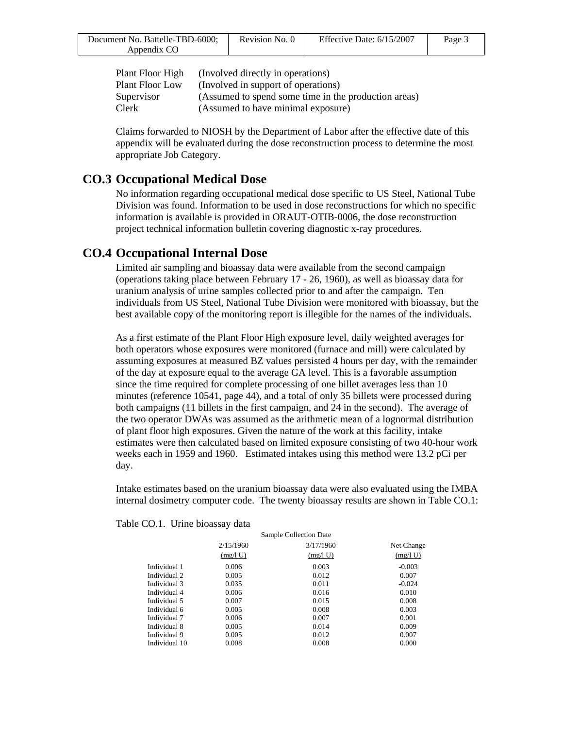| | |
|---|---|
| Plant Floor High | (Involved directly in operations) |
| Plant Floor Low | (Involved in support of operations) |
| Supervisor | (Assumed to spend some time in the production areas) |
| Clerk | (Assumed to have minimal exposure) |

Claims forwarded to NIOSH by the Department of Labor after the effective date of this appendix will be evaluated during the dose reconstruction process to determine the most appropriate Job Category.

## CO.3 Occupational Medical Dose

No information regarding occupational medical dose specific to US Steel, National Tube Division was found. Information to be used in dose reconstructions for which no specific information is available is provided in ORAUT-OTIB-0006, the dose reconstruction project technical information bulletin covering diagnostic x-ray procedures.

## CO.4 Occupational Internal Dose

Limited air sampling and bioassay data were available from the second campaign (operations taking place between February 17 - 26, 1960), as well as bioassay data for uranium analysis of urine samples collected prior to and after the campaign. Ten individuals from US Steel, National Tube Division were monitored with bioassay, but the best available copy of the monitoring report is illegible for the names of the individuals.

As a first estimate of the Plant Floor High exposure level, daily weighted averages for both operators whose exposures were monitored (furnace and mill) were calculated by assuming exposures at measured BZ values persisted 4 hours per day, with the remainder of the day at exposure equal to the average GA level. This is a favorable assumption since the time required for complete processing of one billet averages less than 10 minutes (reference 10541, page 44), and a total of only 35 billets were processed during both campaigns (11 billets in the first campaign, and 24 in the second). The average of the two operator DWAs was assumed as the arithmetic mean of a lognormal distribution of plant floor high exposures. Given the nature of the work at this facility, intake estimates were then calculated based on limited exposure consisting of two 40-hour work weeks each in 1959 and 1960. Estimated intakes using this method were 13.2 pCi per day.

Intake estimates based on the uranium bioassay data were also evaluated using the IMBA internal dosimetry computer code. The twenty bioassay results are shown in Table CO.1:

Table CO.1. Urine bioassay data

| | Sample Collection Date | | |
|---|---|---|---|
| | 2/15/1960 (mg/l U) | 3/17/1960 (mg/l U) | Net Change (mg/l U) |
| Individual 1 | 0.006 | 0.003 | -0.003 |
| Individual 2 | 0.005 | 0.012 | 0.007 |
| Individual 3 | 0.035 | 0.011 | -0.024 |
| Individual 4 | 0.006 | 0.016 | 0.010 |
| Individual 5 | 0.007 | 0.015 | 0.008 |
| Individual 6 | 0.005 | 0.008 | 0.003 |
| Individual 7 | 0.006 | 0.007 | 0.001 |
| Individual 8 | 0.005 | 0.014 | 0.009 |
| Individual 9 | 0.005 | 0.012 | 0.007 |
| Individual 10 | 0.008 | 0.008 | 0.000 |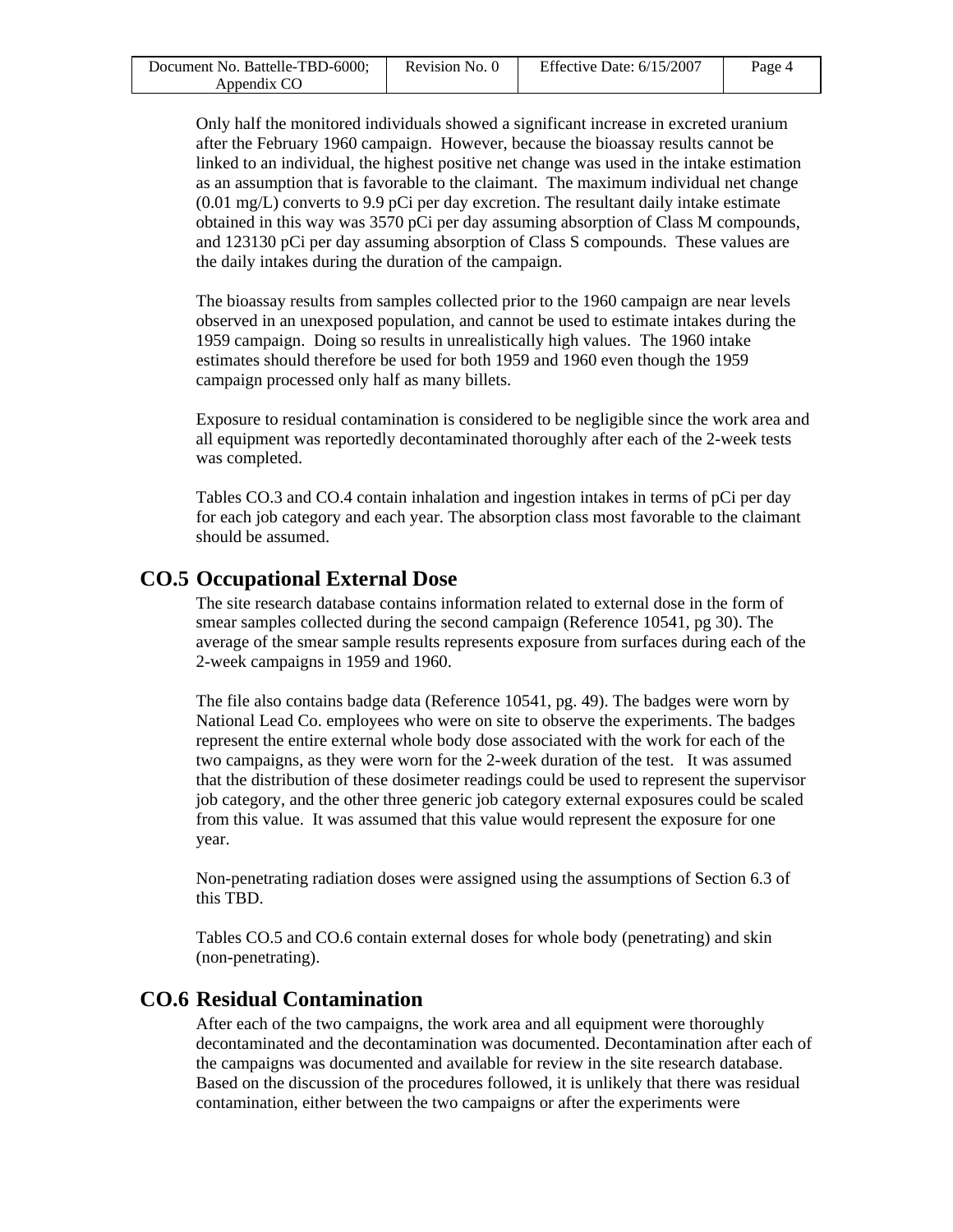Only half the monitored individuals showed a significant increase in excreted uranium after the February 1960 campaign. However, because the bioassay results cannot be linked to an individual, the highest positive net change was used in the intake estimation as an assumption that is favorable to the claimant. The maximum individual net change (0.01 mg/L) converts to 9.9 pCi per day excretion. The resultant daily intake estimate obtained in this way was 3570 pCi per day assuming absorption of Class M compounds, and 123130 pCi per day assuming absorption of Class S compounds. These values are the daily intakes during the duration of the campaign.

The bioassay results from samples collected prior to the 1960 campaign are near levels observed in an unexposed population, and cannot be used to estimate intakes during the 1959 campaign. Doing so results in unrealistically high values. The 1960 intake estimates should therefore be used for both 1959 and 1960 even though the 1959 campaign processed only half as many billets.

Exposure to residual contamination is considered to be negligible since the work area and all equipment was reportedly decontaminated thoroughly after each of the 2-week tests was completed.

Tables CO.3 and CO.4 contain inhalation and ingestion intakes in terms of pCi per day for each job category and each year. The absorption class most favorable to the claimant should be assumed.

## CO.5 Occupational External Dose

The site research database contains information related to external dose in the form of smear samples collected during the second campaign (Reference 10541, pg 30). The average of the smear sample results represents exposure from surfaces during each of the 2-week campaigns in 1959 and 1960.

The file also contains badge data (Reference 10541, pg. 49). The badges were worn by National Lead Co. employees who were on site to observe the experiments. The badges represent the entire external whole body dose associated with the work for each of the two campaigns, as they were worn for the 2-week duration of the test. It was assumed that the distribution of these dosimeter readings could be used to represent the supervisor job category, and the other three generic job category external exposures could be scaled from this value. It was assumed that this value would represent the exposure for one year.

Non-penetrating radiation doses were assigned using the assumptions of Section 6.3 of this TBD.

Tables CO.5 and CO.6 contain external doses for whole body (penetrating) and skin (non-penetrating).

## CO.6 Residual Contamination

After each of the two campaigns, the work area and all equipment were thoroughly decontaminated and the decontamination was documented. Decontamination after each of the campaigns was documented and available for review in the site research database. Based on the discussion of the procedures followed, it is unlikely that there was residual contamination, either between the two campaigns or after the experiments were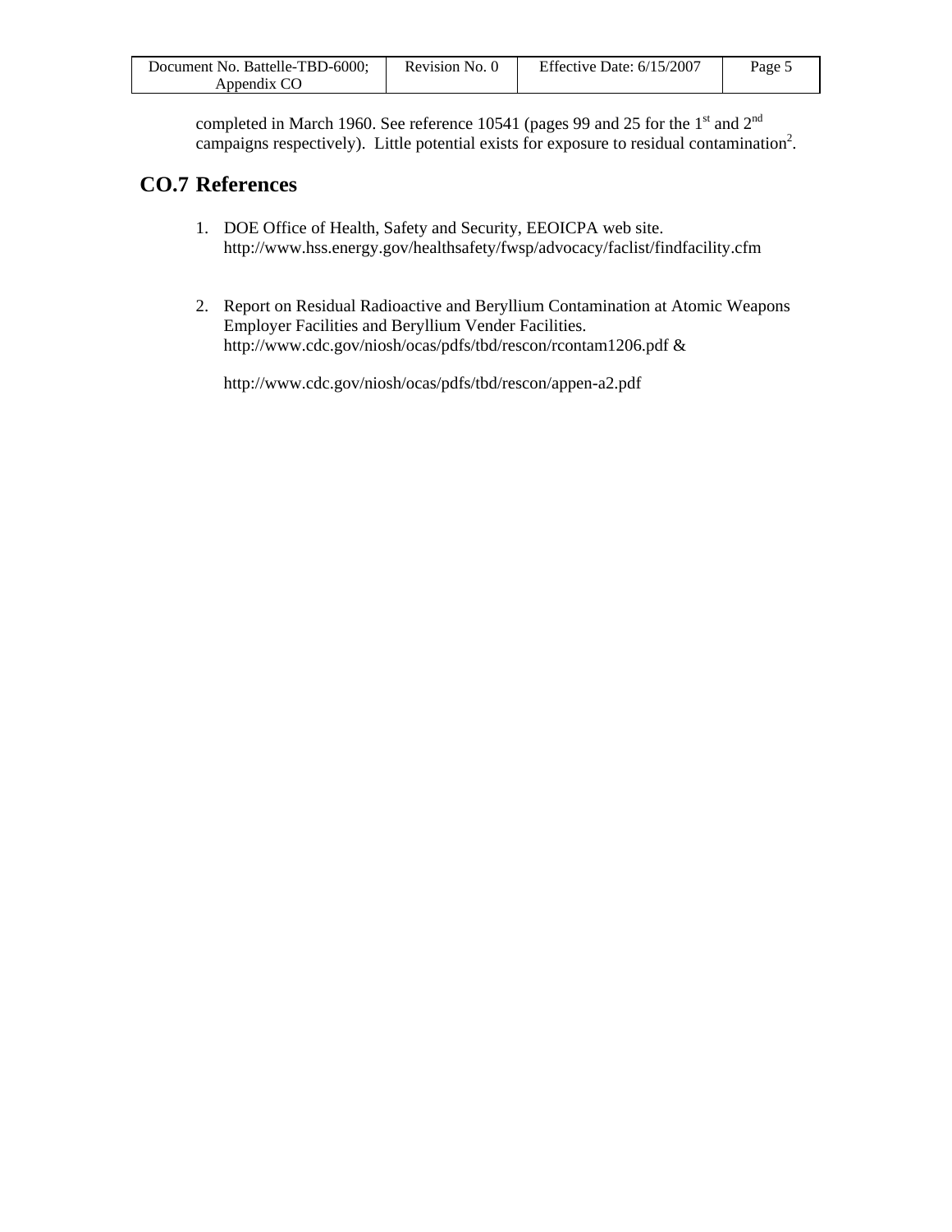completed in March 1960. See reference 10541 (pages 99 and 25 for the 1st and 2nd campaigns respectively). Little potential exists for exposure to residual contamination[2].

## CO.7 References

1. DOE Office of Health, Safety and Security, EEOICPA web site. http://www.hss.energy.gov/healthsafety/fwsp/advocacy/faclist/findfacility.cfm

2. Report on Residual Radioactive and Beryllium Contamination at Atomic Weapons Employer Facilities and Beryllium Vender Facilities. http://www.cdc.gov/niosh/ocas/pdfs/tbd/rescon/rcontam1206.pdf &

   http://www.cdc.gov/niosh/ocas/pdfs/tbd/rescon/appen-a2.pdf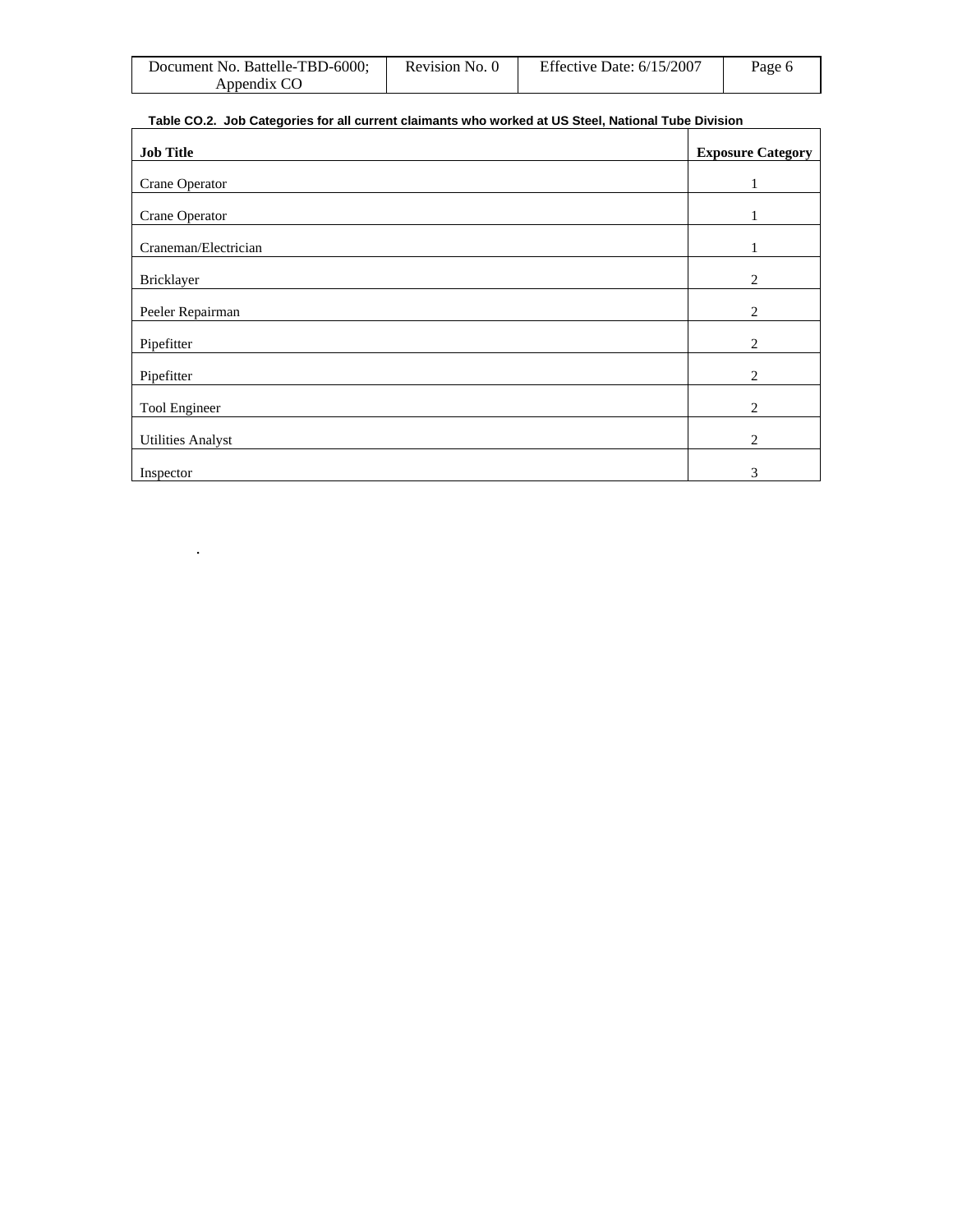**Table CO.2. Job Categories for all current claimants who worked at US Steel, National Tube Division**

| Job Title | Exposure Category |
|---|---|
| Crane Operator | 1 |
| Crane Operator | 1 |
| Craneman/Electrician | 1 |
| Bricklayer | 2 |
| Peeler Repairman | 2 |
| Pipefitter | 2 |
| Pipefitter | 2 |
| Tool Engineer | 2 |
| Utilities Analyst | 2 |
| Inspector | 3 |

.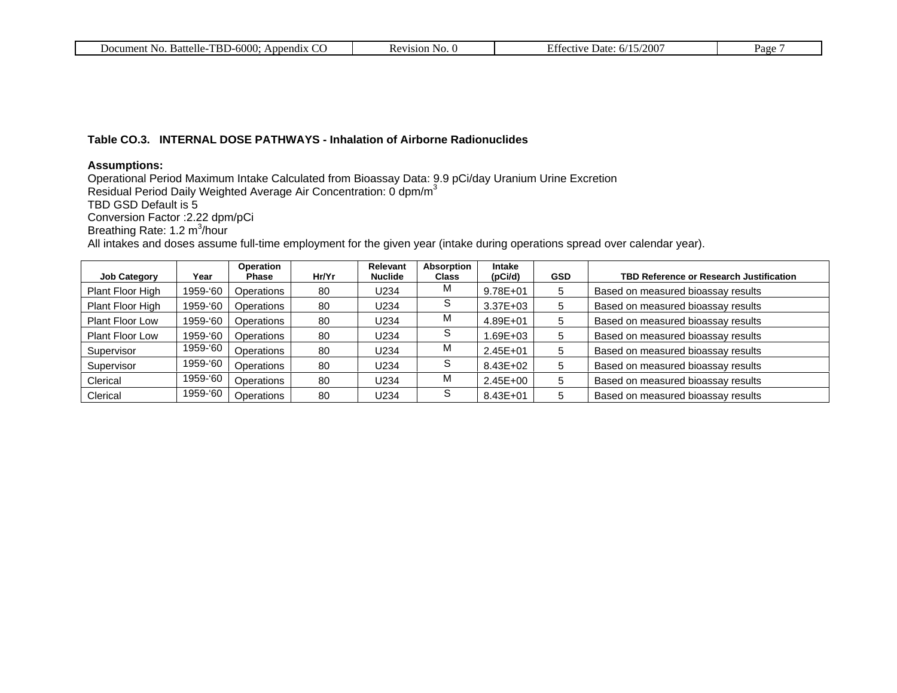**Table CO.3. INTERNAL DOSE PATHWAYS - Inhalation of Airborne Radionuclides**

**Assumptions:**

Operational Period Maximum Intake Calculated from Bioassay Data: 9.9 pCi/day Uranium Urine Excretion
Residual Period Daily Weighted Average Air Concentration: 0 dpm/$m^3$
TBD GSD Default is 5
Conversion Factor :2.22 dpm/pCi
Breathing Rate: 1.2 $m^3$/hour
All intakes and doses assume full-time employment for the given year (intake during operations spread over calendar year).

| Job Category | Year | Operation Phase | Hr/Yr | Relevant Nuclide | Absorption Class | Intake (pCi/d) | GSD | TBD Reference or Research Justification |
|---|---|---|---|---|---|---|---|---|
| Plant Floor High | 1959-'60 | Operations | 80 | U234 | M | 9.78E+01 | 5 | Based on measured bioassay results |
| Plant Floor High | 1959-'60 | Operations | 80 | U234 | S | 3.37E+03 | 5 | Based on measured bioassay results |
| Plant Floor Low | 1959-'60 | Operations | 80 | U234 | M | 4.89E+01 | 5 | Based on measured bioassay results |
| Plant Floor Low | 1959-'60 | Operations | 80 | U234 | S | 1.69E+03 | 5 | Based on measured bioassay results |
| Supervisor | 1959-'60 | Operations | 80 | U234 | M | 2.45E+01 | 5 | Based on measured bioassay results |
| Supervisor | 1959-'60 | Operations | 80 | U234 | S | 8.43E+02 | 5 | Based on measured bioassay results |
| Clerical | 1959-'60 | Operations | 80 | U234 | M | 2.45E+00 | 5 | Based on measured bioassay results |
| Clerical | 1959-'60 | Operations | 80 | U234 | S | 8.43E+01 | 5 | Based on measured bioassay results |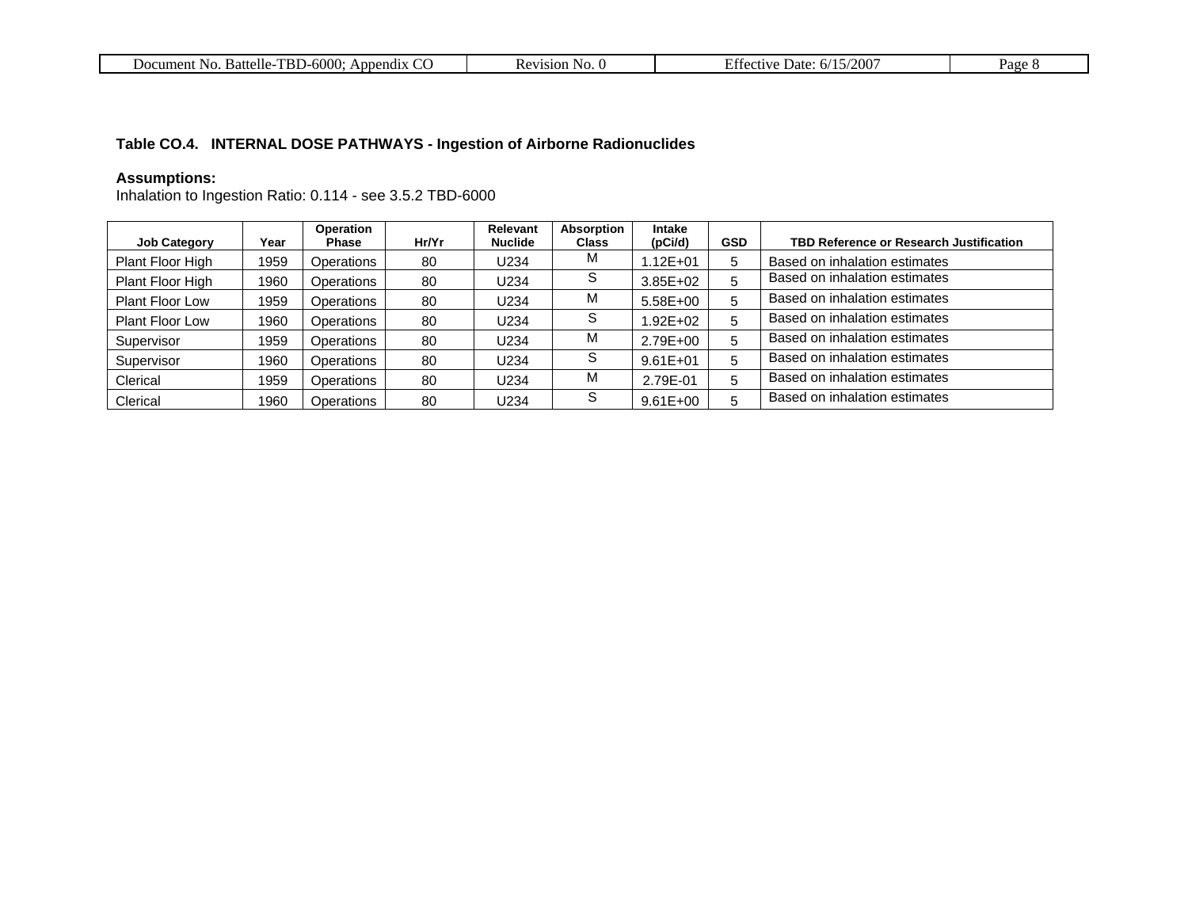**Table CO.4. INTERNAL DOSE PATHWAYS - Ingestion of Airborne Radionuclides**

**Assumptions:**
Inhalation to Ingestion Ratio: 0.114 - see 3.5.2 TBD-6000

| Job Category | Year | Operation Phase | Hr/Yr | Relevant Nuclide | Absorption Class | Intake (pCi/d) | GSD | TBD Reference or Research Justification |
|---|---|---|---|---|---|---|---|---|
| Plant Floor High | 1959 | Operations | 80 | U234 | M | 1.12E+01 | 5 | Based on inhalation estimates |
| Plant Floor High | 1960 | Operations | 80 | U234 | S | 3.85E+02 | 5 | Based on inhalation estimates |
| Plant Floor Low | 1959 | Operations | 80 | U234 | M | 5.58E+00 | 5 | Based on inhalation estimates |
| Plant Floor Low | 1960 | Operations | 80 | U234 | S | 1.92E+02 | 5 | Based on inhalation estimates |
| Supervisor | 1959 | Operations | 80 | U234 | M | 2.79E+00 | 5 | Based on inhalation estimates |
| Supervisor | 1960 | Operations | 80 | U234 | S | 9.61E+01 | 5 | Based on inhalation estimates |
| Clerical | 1959 | Operations | 80 | U234 | M | 2.79E-01 | 5 | Based on inhalation estimates |
| Clerical | 1960 | Operations | 80 | U234 | S | 9.61E+00 | 5 | Based on inhalation estimates |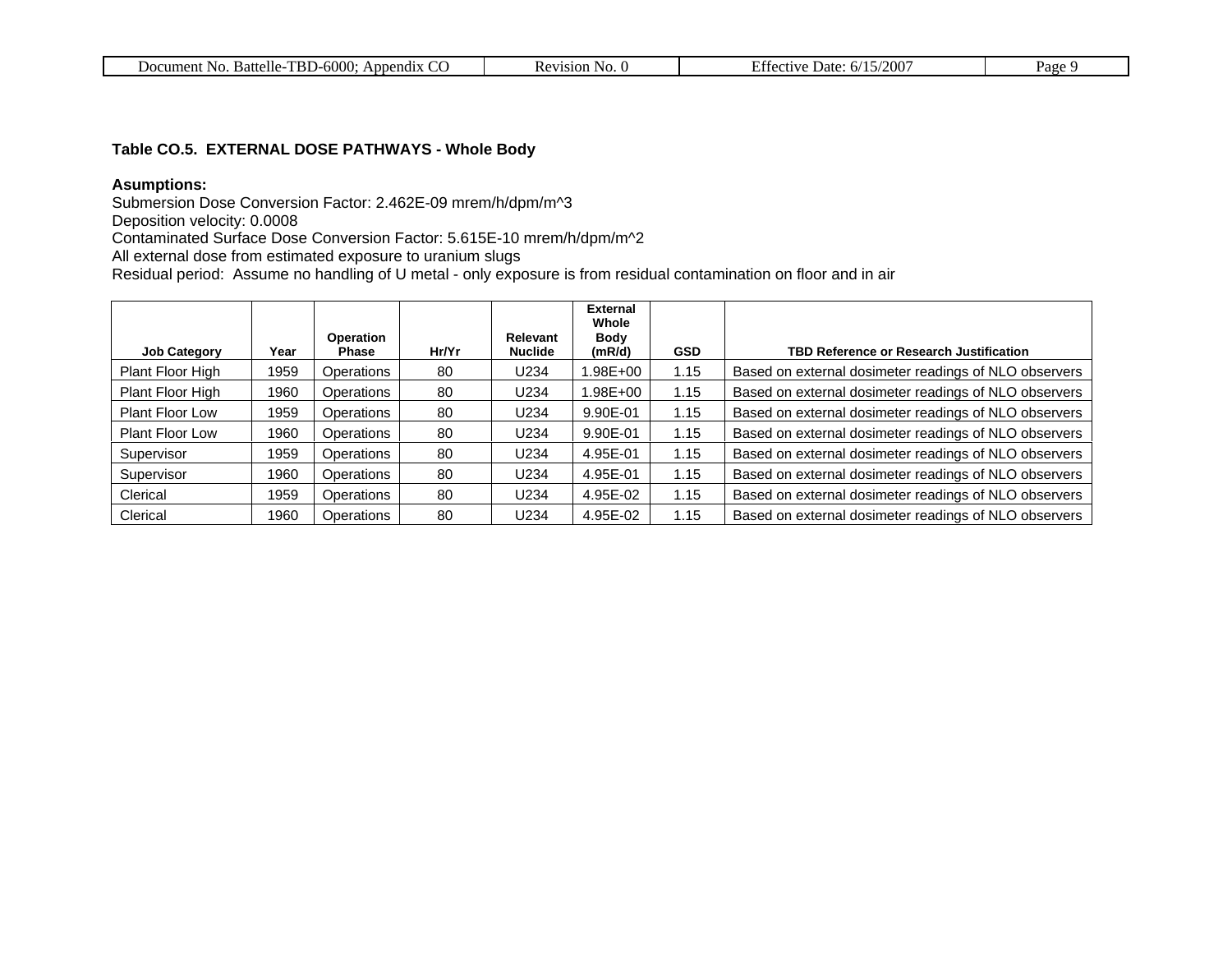**Table CO.5. EXTERNAL DOSE PATHWAYS - Whole Body**

**Asumptions:**
Submersion Dose Conversion Factor: 2.462E-09 mrem/h/dpm/m^3
Deposition velocity: 0.0008
Contaminated Surface Dose Conversion Factor: 5.615E-10 mrem/h/dpm/m^2
All external dose from estimated exposure to uranium slugs
Residual period: Assume no handling of U metal - only exposure is from residual contamination on floor and in air

| Job Category | Year | Operation Phase | Hr/Yr | Relevant Nuclide | External Whole Body (mR/d) | GSD | TBD Reference or Research Justification |
|---|---|---|---|---|---|---|---|
| Plant Floor High | 1959 | Operations | 80 | U234 | 1.98E+00 | 1.15 | Based on external dosimeter readings of NLO observers |
| Plant Floor High | 1960 | Operations | 80 | U234 | 1.98E+00 | 1.15 | Based on external dosimeter readings of NLO observers |
| Plant Floor Low | 1959 | Operations | 80 | U234 | 9.90E-01 | 1.15 | Based on external dosimeter readings of NLO observers |
| Plant Floor Low | 1960 | Operations | 80 | U234 | 9.90E-01 | 1.15 | Based on external dosimeter readings of NLO observers |
| Supervisor | 1959 | Operations | 80 | U234 | 4.95E-01 | 1.15 | Based on external dosimeter readings of NLO observers |
| Supervisor | 1960 | Operations | 80 | U234 | 4.95E-01 | 1.15 | Based on external dosimeter readings of NLO observers |
| Clerical | 1959 | Operations | 80 | U234 | 4.95E-02 | 1.15 | Based on external dosimeter readings of NLO observers |
| Clerical | 1960 | Operations | 80 | U234 | 4.95E-02 | 1.15 | Based on external dosimeter readings of NLO observers |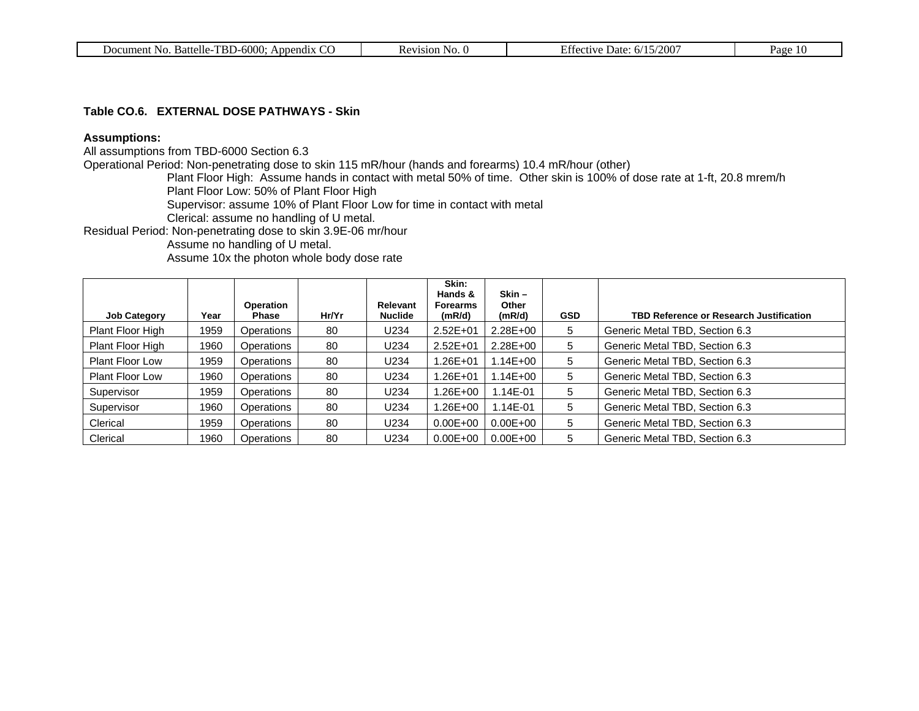**Table CO.6. EXTERNAL DOSE PATHWAYS - Skin**

**Assumptions:**

All assumptions from TBD-6000 Section 6.3

Operational Period: Non-penetrating dose to skin 115 mR/hour (hands and forearms) 10.4 mR/hour (other)

Plant Floor High: Assume hands in contact with metal 50% of time. Other skin is 100% of dose rate at 1-ft, 20.8 mrem/h

Plant Floor Low: 50% of Plant Floor High

Supervisor: assume 10% of Plant Floor Low for time in contact with metal

Clerical: assume no handling of U metal.

Residual Period: Non-penetrating dose to skin 3.9E-06 mr/hour

Assume no handling of U metal.

Assume 10x the photon whole body dose rate

| Job Category | Year | Operation Phase | Hr/Yr | Relevant Nuclide | Skin: Hands & Forearms (mR/d) | Skin – Other (mR/d) | GSD | TBD Reference or Research Justification |
|---|---|---|---|---|---|---|---|---|
| Plant Floor High | 1959 | Operations | 80 | U234 | 2.52E+01 | 2.28E+00 | 5 | Generic Metal TBD, Section 6.3 |
| Plant Floor High | 1960 | Operations | 80 | U234 | 2.52E+01 | 2.28E+00 | 5 | Generic Metal TBD, Section 6.3 |
| Plant Floor Low | 1959 | Operations | 80 | U234 | 1.26E+01 | 1.14E+00 | 5 | Generic Metal TBD, Section 6.3 |
| Plant Floor Low | 1960 | Operations | 80 | U234 | 1.26E+01 | 1.14E+00 | 5 | Generic Metal TBD, Section 6.3 |
| Supervisor | 1959 | Operations | 80 | U234 | 1.26E+00 | 1.14E-01 | 5 | Generic Metal TBD, Section 6.3 |
| Supervisor | 1960 | Operations | 80 | U234 | 1.26E+00 | 1.14E-01 | 5 | Generic Metal TBD, Section 6.3 |
| Clerical | 1959 | Operations | 80 | U234 | 0.00E+00 | 0.00E+00 | 5 | Generic Metal TBD, Section 6.3 |
| Clerical | 1960 | Operations | 80 | U234 | 0.00E+00 | 0.00E+00 | 5 | Generic Metal TBD, Section 6.3 |